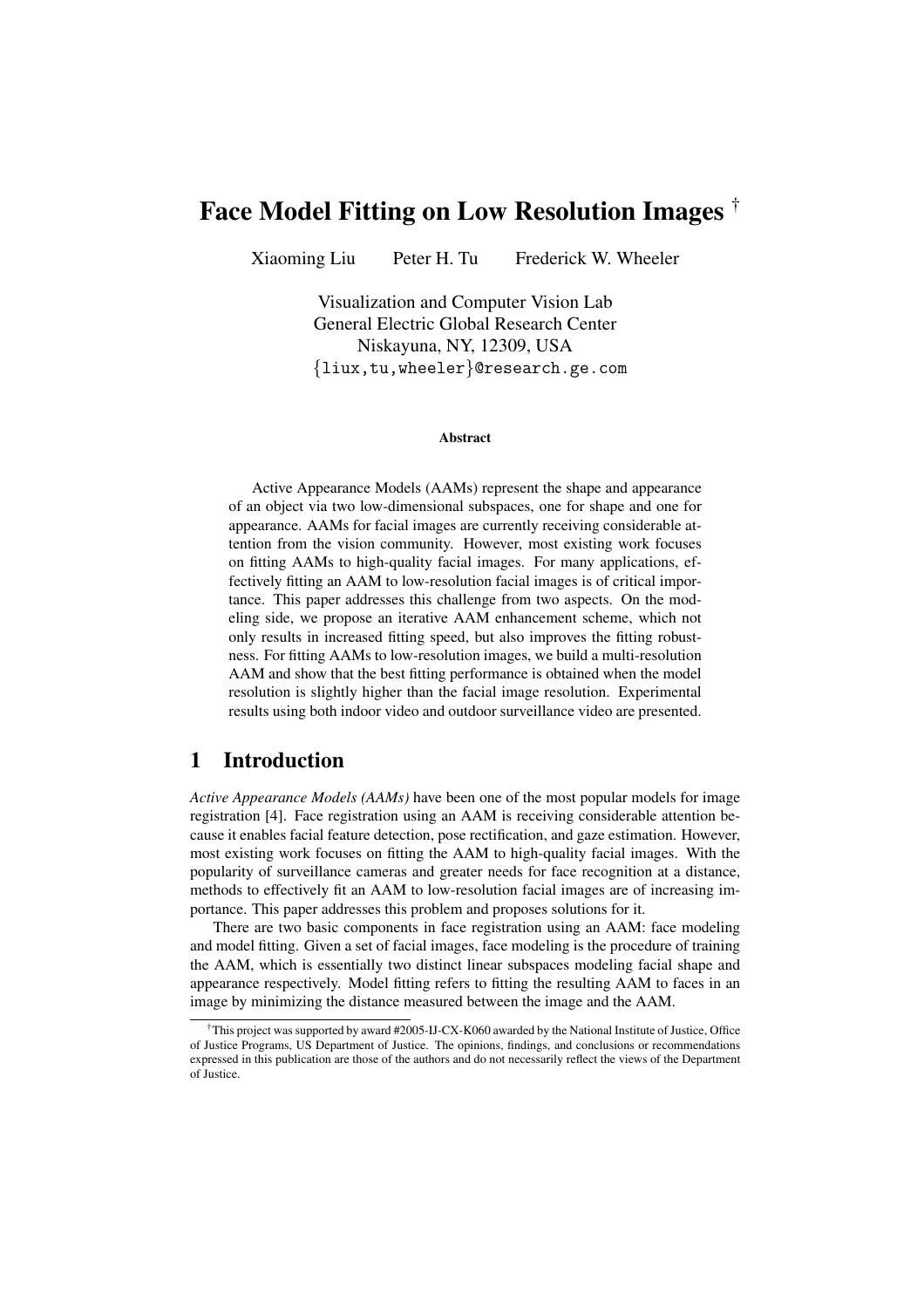# Face Model Fitting on Low Resolution Images [†]

Xiaoming Liu    Peter H. Tu    Frederick W. Wheeler

Visualization and Computer Vision Lab
General Electric Global Research Center
Niskayuna, NY, 12309, USA
{liux,tu,wheeler}@research.ge.com

### Abstract

Active Appearance Models (AAMs) represent the shape and appearance of an object via two low-dimensional subspaces, one for shape and one for appearance. AAMs for facial images are currently receiving considerable attention from the vision community. However, most existing work focuses on fitting AAMs to high-quality facial images. For many applications, effectively fitting an AAM to low-resolution facial images is of critical importance. This paper addresses this challenge from two aspects. On the modeling side, we propose an iterative AAM enhancement scheme, which not only results in increased fitting speed, but also improves the fitting robustness. For fitting AAMs to low-resolution images, we build a multi-resolution AAM and show that the best fitting performance is obtained when the model resolution is slightly higher than the facial image resolution. Experimental results using both indoor video and outdoor surveillance video are presented.

## 1 Introduction

*Active Appearance Models (AAMs)* have been one of the most popular models for image registration [4]. Face registration using an AAM is receiving considerable attention because it enables facial feature detection, pose rectification, and gaze estimation. However, most existing work focuses on fitting the AAM to high-quality facial images. With the popularity of surveillance cameras and greater needs for face recognition at a distance, methods to effectively fit an AAM to low-resolution facial images are of increasing importance. This paper addresses this problem and proposes solutions for it.

There are two basic components in face registration using an AAM: face modeling and model fitting. Given a set of facial images, face modeling is the procedure of training the AAM, which is essentially two distinct linear subspaces modeling facial shape and appearance respectively. Model fitting refers to fitting the resulting AAM to faces in an image by minimizing the distance measured between the image and the AAM.

[†] This project was supported by award #2005-IJ-CX-K060 awarded by the National Institute of Justice, Office of Justice Programs, US Department of Justice. The opinions, findings, and conclusions or recommendations expressed in this publication are those of the authors and do not necessarily reflect the views of the Department of Justice.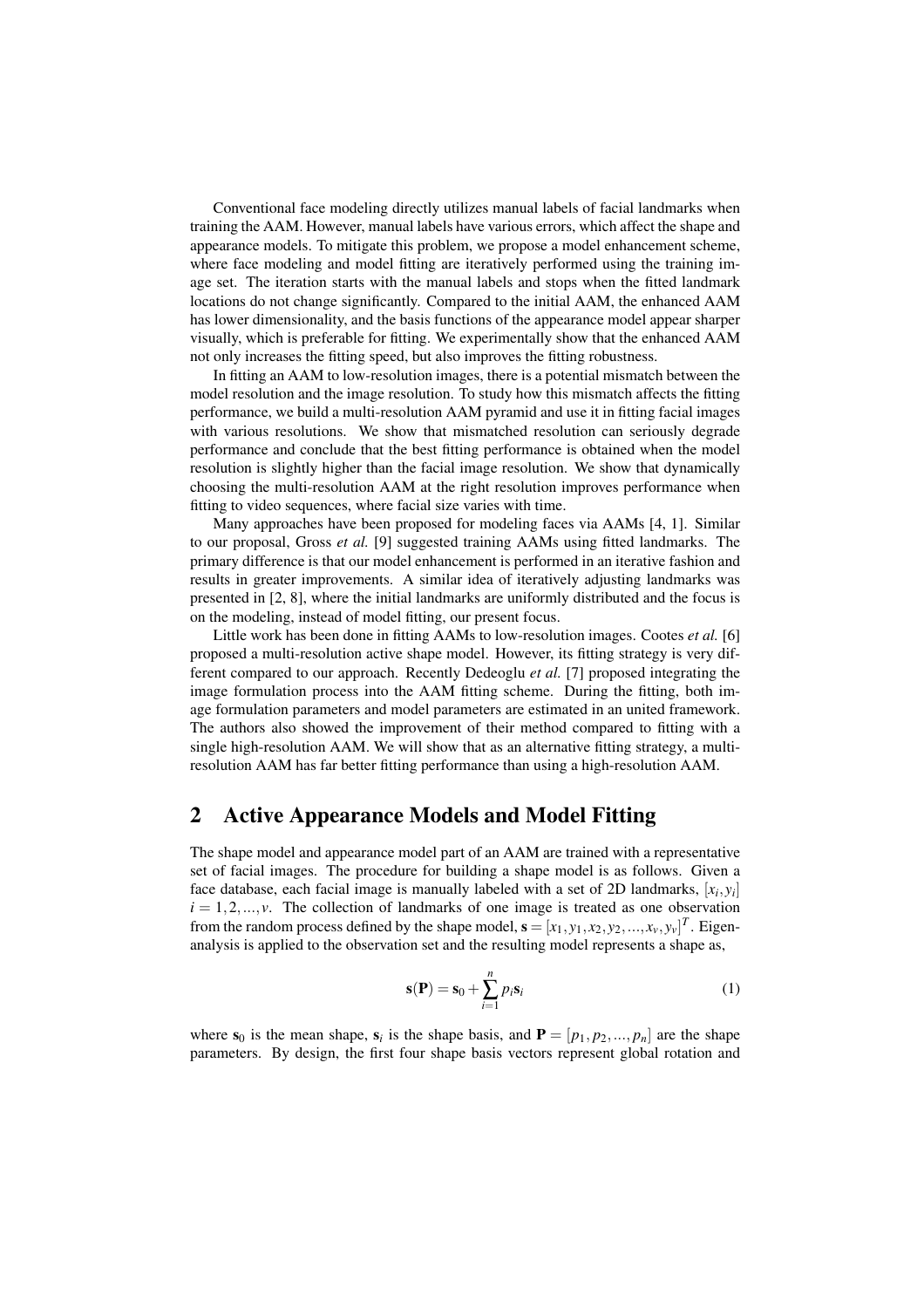Conventional face modeling directly utilizes manual labels of facial landmarks when training the AAM. However, manual labels have various errors, which affect the shape and appearance models. To mitigate this problem, we propose a model enhancement scheme, where face modeling and model fitting are iteratively performed using the training image set. The iteration starts with the manual labels and stops when the fitted landmark locations do not change significantly. Compared to the initial AAM, the enhanced AAM has lower dimensionality, and the basis functions of the appearance model appear sharper visually, which is preferable for fitting. We experimentally show that the enhanced AAM not only increases the fitting speed, but also improves the fitting robustness.

In fitting an AAM to low-resolution images, there is a potential mismatch between the model resolution and the image resolution. To study how this mismatch affects the fitting performance, we build a multi-resolution AAM pyramid and use it in fitting facial images with various resolutions. We show that mismatched resolution can seriously degrade performance and conclude that the best fitting performance is obtained when the model resolution is slightly higher than the facial image resolution. We show that dynamically choosing the multi-resolution AAM at the right resolution improves performance when fitting to video sequences, where facial size varies with time.

Many approaches have been proposed for modeling faces via AAMs [4, 1]. Similar to our proposal, Gross *et al.* [9] suggested training AAMs using fitted landmarks. The primary difference is that our model enhancement is performed in an iterative fashion and results in greater improvements. A similar idea of iteratively adjusting landmarks was presented in [2, 8], where the initial landmarks are uniformly distributed and the focus is on the modeling, instead of model fitting, our present focus.

Little work has been done in fitting AAMs to low-resolution images. Cootes *et al.* [6] proposed a multi-resolution active shape model. However, its fitting strategy is very different compared to our approach. Recently Dedeoglu *et al.* [7] proposed integrating the image formulation process into the AAM fitting scheme. During the fitting, both image formulation parameters and model parameters are estimated in an united framework. The authors also showed the improvement of their method compared to fitting with a single high-resolution AAM. We will show that as an alternative fitting strategy, a multi-resolution AAM has far better fitting performance than using a high-resolution AAM.

## 2 Active Appearance Models and Model Fitting

The shape model and appearance model part of an AAM are trained with a representative set of facial images. The procedure for building a shape model is as follows. Given a face database, each facial image is manually labeled with a set of 2D landmarks, $[x_i, y_i]$ $i = 1, 2, ..., v$. The collection of landmarks of one image is treated as one observation from the random process defined by the shape model, $\mathbf{s} = [x_1, y_1, x_2, y_2, ..., x_v, y_v]^T$. Eigenanalysis is applied to the observation set and the resulting model represents a shape as,

$$\mathbf{s}(\mathbf{P}) = \mathbf{s}_0 + \sum_{i=1}^{n} p_i \mathbf{s}_i \tag{1}$$

where $\mathbf{s}_0$ is the mean shape, $\mathbf{s}_i$ is the shape basis, and $\mathbf{P} = [p_1, p_2, ..., p_n]$ are the shape parameters. By design, the first four shape basis vectors represent global rotation and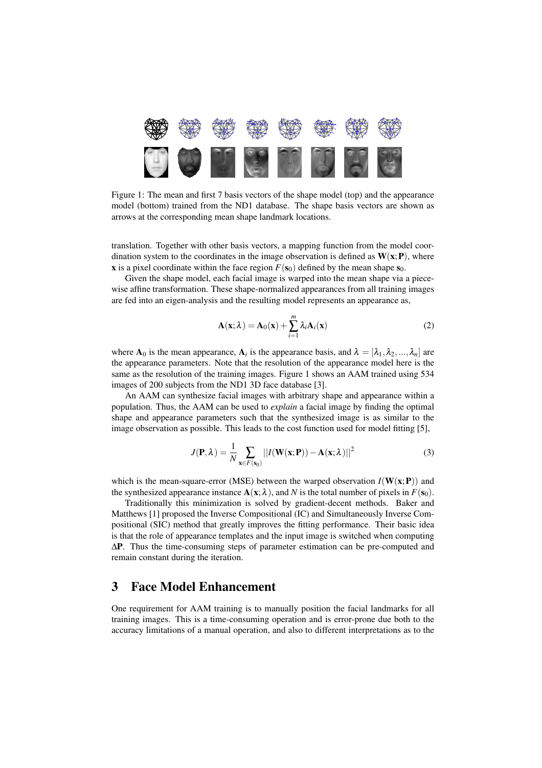Figure 1: The mean and first 7 basis vectors of the shape model (top) and the appearance model (bottom) trained from the ND1 database. The shape basis vectors are shown as arrows at the corresponding mean shape landmark locations.

translation. Together with other basis vectors, a mapping function from the model coordination system to the coordinates in the image observation is defined as $\mathbf{W}(\mathbf{x};\mathbf{P})$, where $\mathbf{x}$ is a pixel coordinate within the face region $F(\mathbf{s}_0)$ defined by the mean shape $\mathbf{s}_0$.

Given the shape model, each facial image is warped into the mean shape via a piecewise affine transformation. These shape-normalized appearances from all training images are fed into an eigen-analysis and the resulting model represents an appearance as,

$$\mathbf{A}(\mathbf{x};\lambda) = \mathbf{A}_0(\mathbf{x}) + \sum_{i=1}^{m} \lambda_i \mathbf{A}_i(\mathbf{x}) \tag{2}$$

where $\mathbf{A}_0$ is the mean appearance, $\mathbf{A}_i$ is the appearance basis, and $\lambda = [\lambda_1, \lambda_2, ..., \lambda_n]$ are the appearance parameters. Note that the resolution of the appearance model here is the same as the resolution of the training images. Figure 1 shows an AAM trained using 534 images of 200 subjects from the ND1 3D face database [3].

An AAM can synthesize facial images with arbitrary shape and appearance within a population. Thus, the AAM can be used to *explain* a facial image by finding the optimal shape and appearance parameters such that the synthesized image is as similar to the image observation as possible. This leads to the cost function used for model fitting [5],

$$J(\mathbf{P},\lambda) = \frac{1}{N} \sum_{\mathbf{x} \in F(\mathbf{s}_0)} ||I(\mathbf{W}(\mathbf{x};\mathbf{P})) - \mathbf{A}(\mathbf{x};\lambda)||^2 \tag{3}$$

which is the mean-square-error (MSE) between the warped observation $I(\mathbf{W}(\mathbf{x};\mathbf{P}))$ and the synthesized appearance instance $\mathbf{A}(\mathbf{x};\lambda)$, and $N$ is the total number of pixels in $F(\mathbf{s}_0)$.

Traditionally this minimization is solved by gradient-decent methods. Baker and Matthews [1] proposed the Inverse Compositional (IC) and Simultaneously Inverse Compositional (SIC) method that greatly improves the fitting performance. Their basic idea is that the role of appearance templates and the input image is switched when computing $\Delta\mathbf{P}$. Thus the time-consuming steps of parameter estimation can be pre-computed and remain constant during the iteration.

# 3 Face Model Enhancement

One requirement for AAM training is to manually position the facial landmarks for all training images. This is a time-consuming operation and is error-prone due both to the accuracy limitations of a manual operation, and also to different interpretations as to the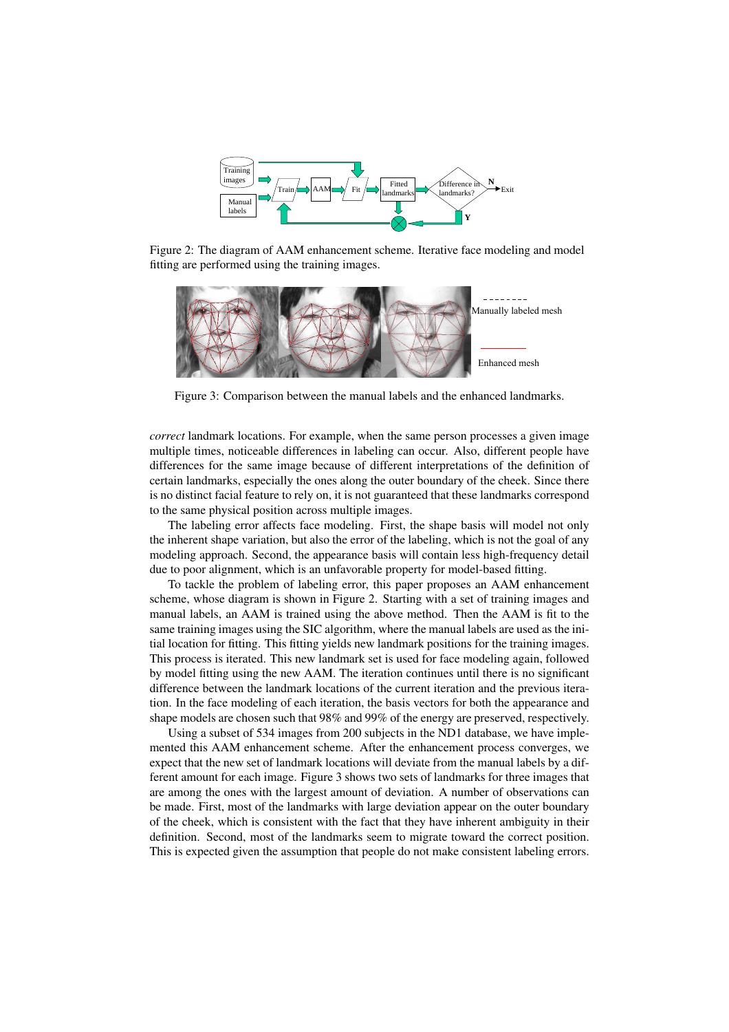Figure 2: The diagram of AAM enhancement scheme. Iterative face modeling and model fitting are performed using the training images.

Figure 3: Comparison between the manual labels and the enhanced landmarks.

*correct* landmark locations. For example, when the same person processes a given image multiple times, noticeable differences in labeling can occur. Also, different people have differences for the same image because of different interpretations of the definition of certain landmarks, especially the ones along the outer boundary of the cheek. Since there is no distinct facial feature to rely on, it is not guaranteed that these landmarks correspond to the same physical position across multiple images.

The labeling error affects face modeling. First, the shape basis will model not only the inherent shape variation, but also the error of the labeling, which is not the goal of any modeling approach. Second, the appearance basis will contain less high-frequency detail due to poor alignment, which is an unfavorable property for model-based fitting.

To tackle the problem of labeling error, this paper proposes an AAM enhancement scheme, whose diagram is shown in Figure 2. Starting with a set of training images and manual labels, an AAM is trained using the above method. Then the AAM is fit to the same training images using the SIC algorithm, where the manual labels are used as the initial location for fitting. This fitting yields new landmark positions for the training images. This process is iterated. This new landmark set is used for face modeling again, followed by model fitting using the new AAM. The iteration continues until there is no significant difference between the landmark locations of the current iteration and the previous iteration. In the face modeling of each iteration, the basis vectors for both the appearance and shape models are chosen such that 98% and 99% of the energy are preserved, respectively.

Using a subset of 534 images from 200 subjects in the ND1 database, we have implemented this AAM enhancement scheme. After the enhancement process converges, we expect that the new set of landmark locations will deviate from the manual labels by a different amount for each image. Figure 3 shows two sets of landmarks for three images that are among the ones with the largest amount of deviation. A number of observations can be made. First, most of the landmarks with large deviation appear on the outer boundary of the cheek, which is consistent with the fact that they have inherent ambiguity in their definition. Second, most of the landmarks seem to migrate toward the correct position. This is expected given the assumption that people do not make consistent labeling errors.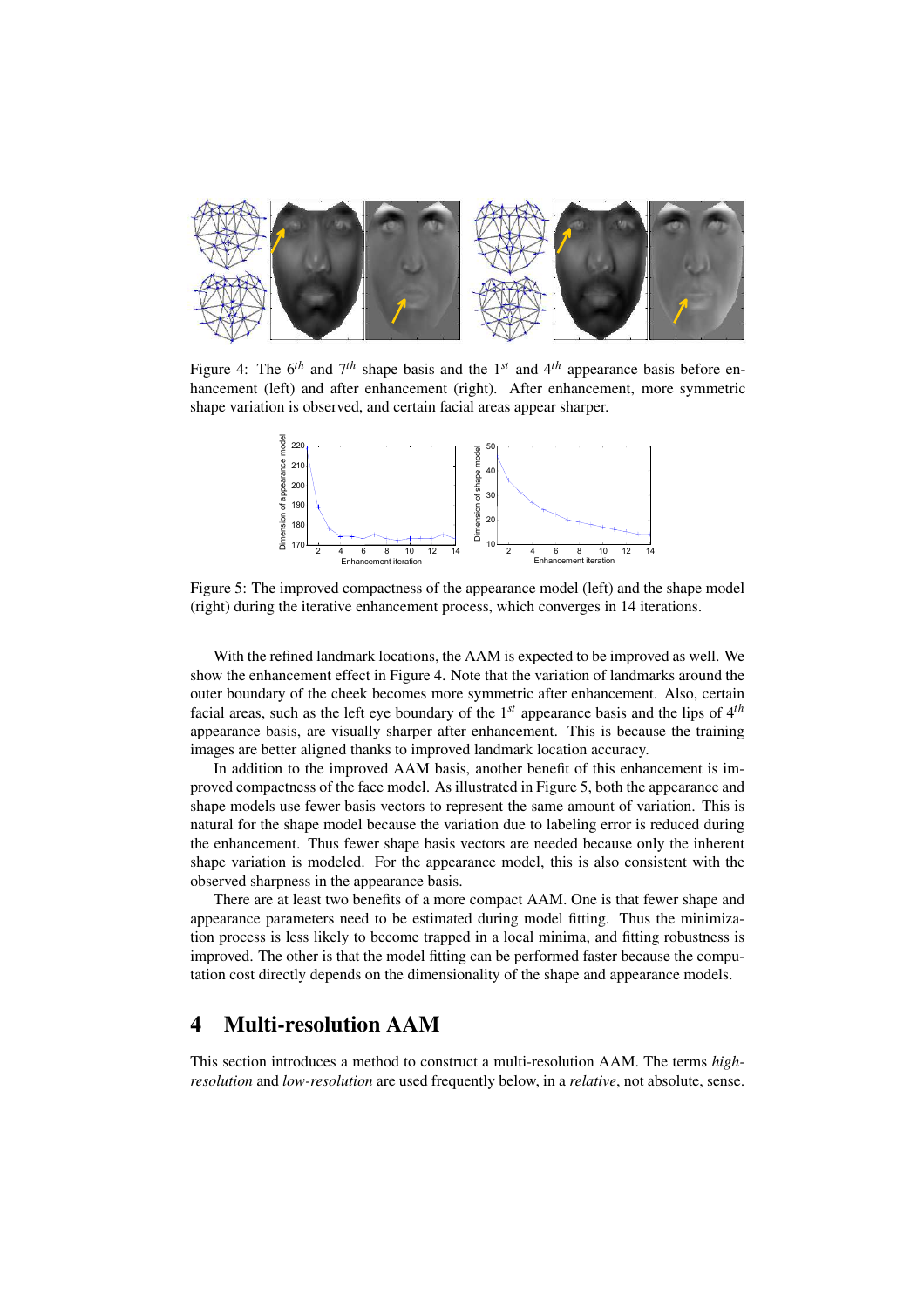Figure 4: The $6^{th}$ and $7^{th}$ shape basis and the $1^{st}$ and $4^{th}$ appearance basis before enhancement (left) and after enhancement (right). After enhancement, more symmetric shape variation is observed, and certain facial areas appear sharper.

Figure 5: The improved compactness of the appearance model (left) and the shape model (right) during the iterative enhancement process, which converges in 14 iterations.

With the refined landmark locations, the AAM is expected to be improved as well. We show the enhancement effect in Figure 4. Note that the variation of landmarks around the outer boundary of the cheek becomes more symmetric after enhancement. Also, certain facial areas, such as the left eye boundary of the $1^{st}$ appearance basis and the lips of $4^{th}$ appearance basis, are visually sharper after enhancement. This is because the training images are better aligned thanks to improved landmark location accuracy.

In addition to the improved AAM basis, another benefit of this enhancement is improved compactness of the face model. As illustrated in Figure 5, both the appearance and shape models use fewer basis vectors to represent the same amount of variation. This is natural for the shape model because the variation due to labeling error is reduced during the enhancement. Thus fewer shape basis vectors are needed because only the inherent shape variation is modeled. For the appearance model, this is also consistent with the observed sharpness in the appearance basis.

There are at least two benefits of a more compact AAM. One is that fewer shape and appearance parameters need to be estimated during model fitting. Thus the minimization process is less likely to become trapped in a local minima, and fitting robustness is improved. The other is that the model fitting can be performed faster because the computation cost directly depends on the dimensionality of the shape and appearance models.

# 4 Multi-resolution AAM

This section introduces a method to construct a multi-resolution AAM. The terms *high-resolution* and *low-resolution* are used frequently below, in a *relative*, not absolute, sense.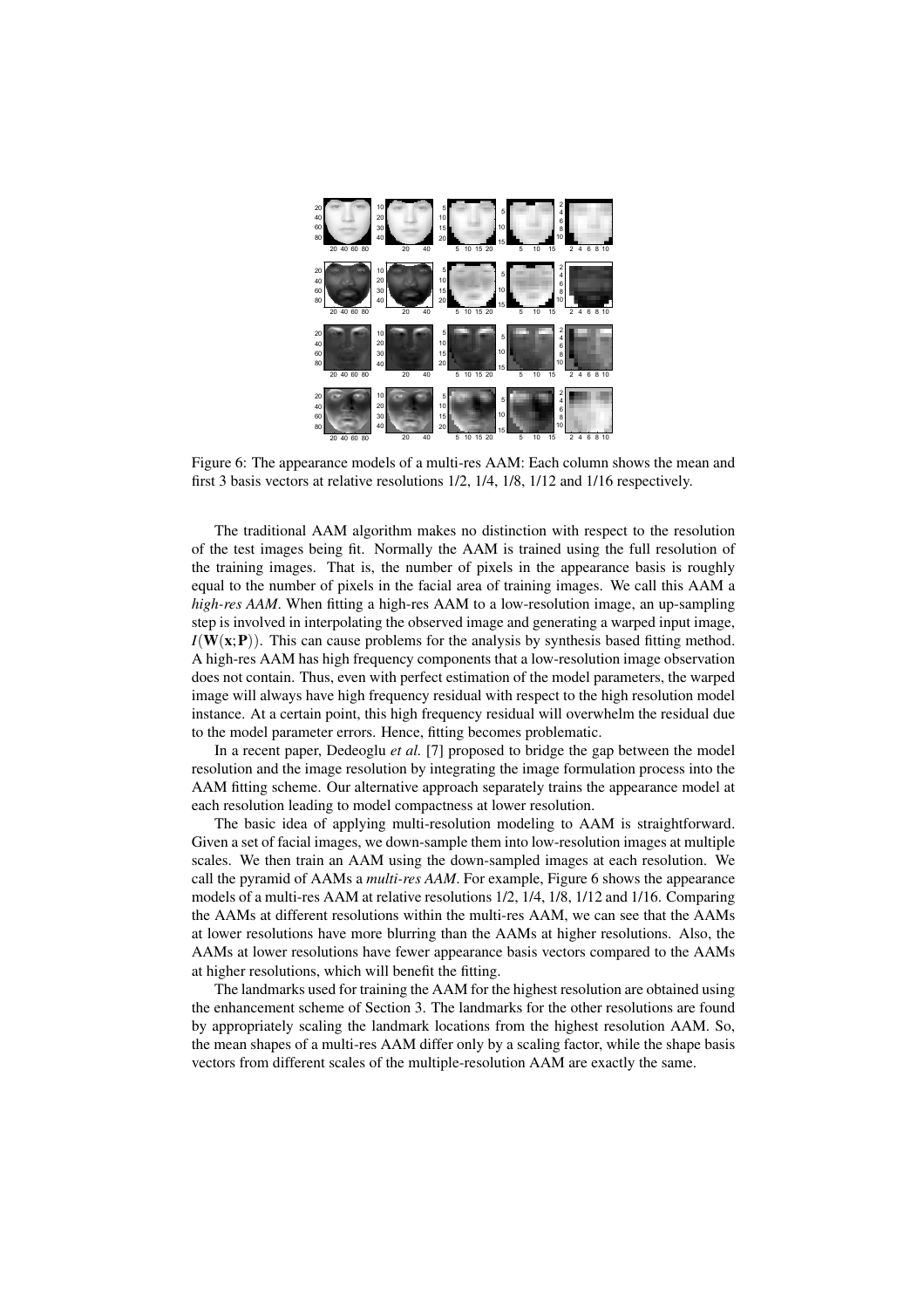Figure 6: The appearance models of a multi-res AAM: Each column shows the mean and first 3 basis vectors at relative resolutions 1/2, 1/4, 1/8, 1/12 and 1/16 respectively.

The traditional AAM algorithm makes no distinction with respect to the resolution of the test images being fit. Normally the AAM is trained using the full resolution of the training images. That is, the number of pixels in the appearance basis is roughly equal to the number of pixels in the facial area of training images. We call this AAM a *high-res AAM*. When fitting a high-res AAM to a low-resolution image, an up-sampling step is involved in interpolating the observed image and generating a warped input image, $I(\mathbf{W}(\mathbf{x};\mathbf{P}))$. This can cause problems for the analysis by synthesis based fitting method. A high-res AAM has high frequency components that a low-resolution image observation does not contain. Thus, even with perfect estimation of the model parameters, the warped image will always have high frequency residual with respect to the high resolution model instance. At a certain point, this high frequency residual will overwhelm the residual due to the model parameter errors. Hence, fitting becomes problematic.

In a recent paper, Dedeoglu *et al.* [7] proposed to bridge the gap between the model resolution and the image resolution by integrating the image formulation process into the AAM fitting scheme. Our alternative approach separately trains the appearance model at each resolution leading to model compactness at lower resolution.

The basic idea of applying multi-resolution modeling to AAM is straightforward. Given a set of facial images, we down-sample them into low-resolution images at multiple scales. We then train an AAM using the down-sampled images at each resolution. We call the pyramid of AAMs a *multi-res AAM*. For example, Figure 6 shows the appearance models of a multi-res AAM at relative resolutions 1/2, 1/4, 1/8, 1/12 and 1/16. Comparing the AAMs at different resolutions within the multi-res AAM, we can see that the AAMs at lower resolutions have more blurring than the AAMs at higher resolutions. Also, the AAMs at lower resolutions have fewer appearance basis vectors compared to the AAMs at higher resolutions, which will benefit the fitting.

The landmarks used for training the AAM for the highest resolution are obtained using the enhancement scheme of Section 3. The landmarks for the other resolutions are found by appropriately scaling the landmark locations from the highest resolution AAM. So, the mean shapes of a multi-res AAM differ only by a scaling factor, while the shape basis vectors from different scales of the multiple-resolution AAM are exactly the same.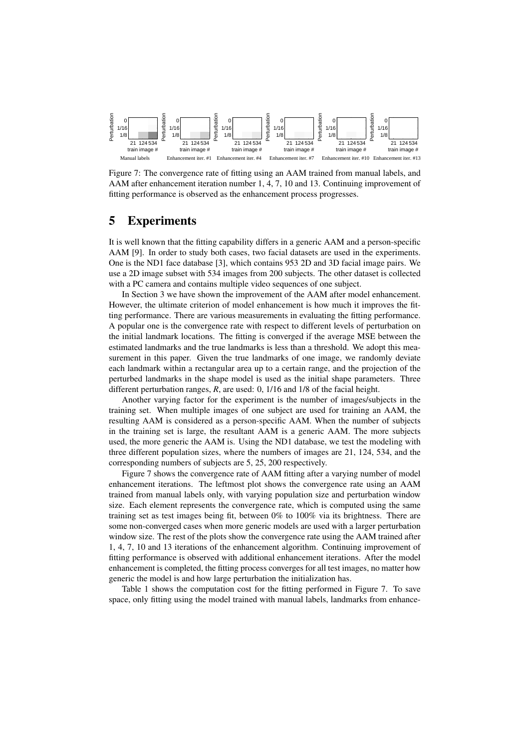Figure 7: The convergence rate of fitting using an AAM trained from manual labels, and AAM after enhancement iteration number 1, 4, 7, 10 and 13. Continuing improvement of fitting performance is observed as the enhancement process progresses.

## 5 Experiments

It is well known that the fitting capability differs in a generic AAM and a person-specific AAM [9]. In order to study both cases, two facial datasets are used in the experiments. One is the ND1 face database [3], which contains 953 2D and 3D facial image pairs. We use a 2D image subset with 534 images from 200 subjects. The other dataset is collected with a PC camera and contains multiple video sequences of one subject.

In Section 3 we have shown the improvement of the AAM after model enhancement. However, the ultimate criterion of model enhancement is how much it improves the fitting performance. There are various measurements in evaluating the fitting performance. A popular one is the convergence rate with respect to different levels of perturbation on the initial landmark locations. The fitting is converged if the average MSE between the estimated landmarks and the true landmarks is less than a threshold. We adopt this measurement in this paper. Given the true landmarks of one image, we randomly deviate each landmark within a rectangular area up to a certain range, and the projection of the perturbed landmarks in the shape model is used as the initial shape parameters. Three different perturbation ranges, $R$, are used: 0, 1/16 and 1/8 of the facial height.

Another varying factor for the experiment is the number of images/subjects in the training set. When multiple images of one subject are used for training an AAM, the resulting AAM is considered as a person-specific AAM. When the number of subjects in the training set is large, the resultant AAM is a generic AAM. The more subjects used, the more generic the AAM is. Using the ND1 database, we test the modeling with three different population sizes, where the numbers of images are 21, 124, 534, and the corresponding numbers of subjects are 5, 25, 200 respectively.

Figure 7 shows the convergence rate of AAM fitting after a varying number of model enhancement iterations. The leftmost plot shows the convergence rate using an AAM trained from manual labels only, with varying population size and perturbation window size. Each element represents the convergence rate, which is computed using the same training set as test images being fit, between 0% to 100% via its brightness. There are some non-converged cases when more generic models are used with a larger perturbation window size. The rest of the plots show the convergence rate using the AAM trained after 1, 4, 7, 10 and 13 iterations of the enhancement algorithm. Continuing improvement of fitting performance is observed with additional enhancement iterations. After the model enhancement is completed, the fitting process converges for all test images, no matter how generic the model is and how large perturbation the initialization has.

Table 1 shows the computation cost for the fitting performed in Figure 7. To save space, only fitting using the model trained with manual labels, landmarks from enhance-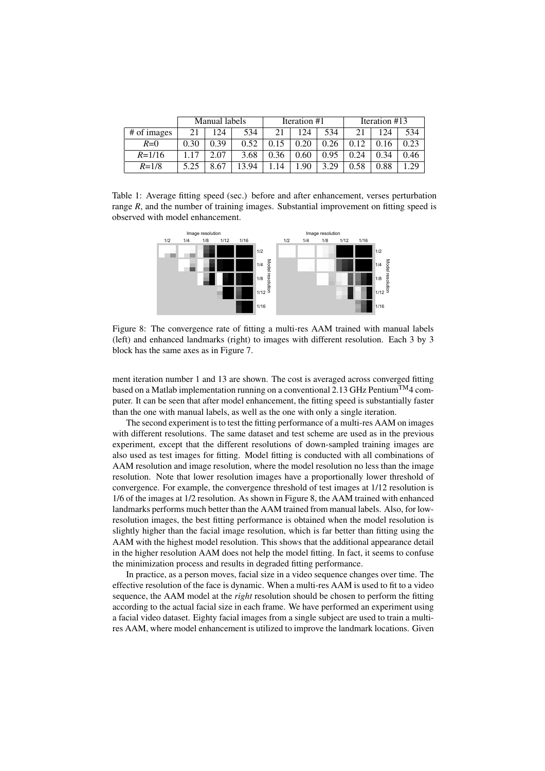|  | Manual labels |  |  | Iteration #1 |  |  | Iteration #13 |  |  |
|---|---|---|---|---|---|---|---|---|---|
| # of images | 21 | 124 | 534 | 21 | 124 | 534 | 21 | 124 | 534 |
| $R$=0 | 0.30 | 0.39 | 0.52 | 0.15 | 0.20 | 0.26 | 0.12 | 0.16 | 0.23 |
| $R$=1/16 | 1.17 | 2.07 | 3.68 | 0.36 | 0.60 | 0.95 | 0.24 | 0.34 | 0.46 |
| $R$=1/8 | 5.25 | 8.67 | 13.94 | 1.14 | 1.90 | 3.29 | 0.58 | 0.88 | 1.29 |

Table 1: Average fitting speed (sec.) before and after enhancement, verses perturbation range $R$, and the number of training images. Substantial improvement on fitting speed is observed with model enhancement.

Figure 8: The convergence rate of fitting a multi-res AAM trained with manual labels (left) and enhanced landmarks (right) to images with different resolution. Each 3 by 3 block has the same axes as in Figure 7.

ment iteration number 1 and 13 are shown. The cost is averaged across converged fitting based on a Matlab implementation running on a conventional 2.13 GHz Pentium™4 computer. It can be seen that after model enhancement, the fitting speed is substantially faster than the one with manual labels, as well as the one with only a single iteration.

The second experiment is to test the fitting performance of a multi-res AAM on images with different resolutions. The same dataset and test scheme are used as in the previous experiment, except that the different resolutions of down-sampled training images are also used as test images for fitting. Model fitting is conducted with all combinations of AAM resolution and image resolution, where the model resolution no less than the image resolution. Note that lower resolution images have a proportionally lower threshold of convergence. For example, the convergence threshold of test images at 1/12 resolution is 1/6 of the images at 1/2 resolution. As shown in Figure 8, the AAM trained with enhanced landmarks performs much better than the AAM trained from manual labels. Also, for low-resolution images, the best fitting performance is obtained when the model resolution is slightly higher than the facial image resolution, which is far better than fitting using the AAM with the highest model resolution. This shows that the additional appearance detail in the higher resolution AAM does not help the model fitting. In fact, it seems to confuse the minimization process and results in degraded fitting performance.

In practice, as a person moves, facial size in a video sequence changes over time. The effective resolution of the face is dynamic. When a multi-res AAM is used to fit to a video sequence, the AAM model at the *right* resolution should be chosen to perform the fitting according to the actual facial size in each frame. We have performed an experiment using a facial video dataset. Eighty facial images from a single subject are used to train a multi-res AAM, where model enhancement is utilized to improve the landmark locations. Given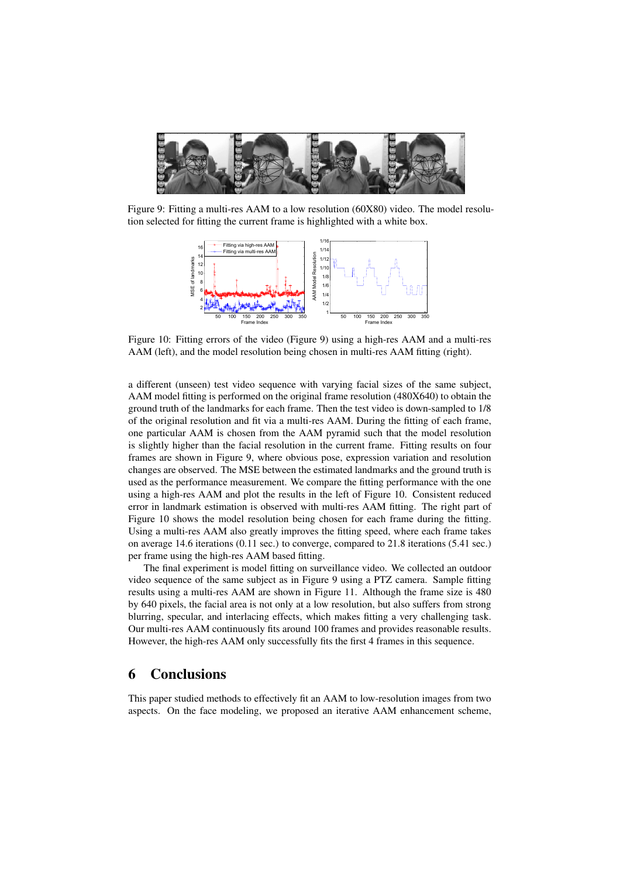Figure 9: Fitting a multi-res AAM to a low resolution (60X80) video. The model resolution selected for fitting the current frame is highlighted with a white box.

Figure 10: Fitting errors of the video (Figure 9) using a high-res AAM and a multi-res AAM (left), and the model resolution being chosen in multi-res AAM fitting (right).

a different (unseen) test video sequence with varying facial sizes of the same subject, AAM model fitting is performed on the original frame resolution (480X640) to obtain the ground truth of the landmarks for each frame. Then the test video is down-sampled to 1/8 of the original resolution and fit via a multi-res AAM. During the fitting of each frame, one particular AAM is chosen from the AAM pyramid such that the model resolution is slightly higher than the facial resolution in the current frame. Fitting results on four frames are shown in Figure 9, where obvious pose, expression variation and resolution changes are observed. The MSE between the estimated landmarks and the ground truth is used as the performance measurement. We compare the fitting performance with the one using a high-res AAM and plot the results in the left of Figure 10. Consistent reduced error in landmark estimation is observed with multi-res AAM fitting. The right part of Figure 10 shows the model resolution being chosen for each frame during the fitting. Using a multi-res AAM also greatly improves the fitting speed, where each frame takes on average 14.6 iterations (0.11 sec.) to converge, compared to 21.8 iterations (5.41 sec.) per frame using the high-res AAM based fitting.

The final experiment is model fitting on surveillance video. We collected an outdoor video sequence of the same subject as in Figure 9 using a PTZ camera. Sample fitting results using a multi-res AAM are shown in Figure 11. Although the frame size is 480 by 640 pixels, the facial area is not only at a low resolution, but also suffers from strong blurring, specular, and interlacing effects, which makes fitting a very challenging task. Our multi-res AAM continuously fits around 100 frames and provides reasonable results. However, the high-res AAM only successfully fits the first 4 frames in this sequence.

# 6 Conclusions

This paper studied methods to effectively fit an AAM to low-resolution images from two aspects. On the face modeling, we proposed an iterative AAM enhancement scheme,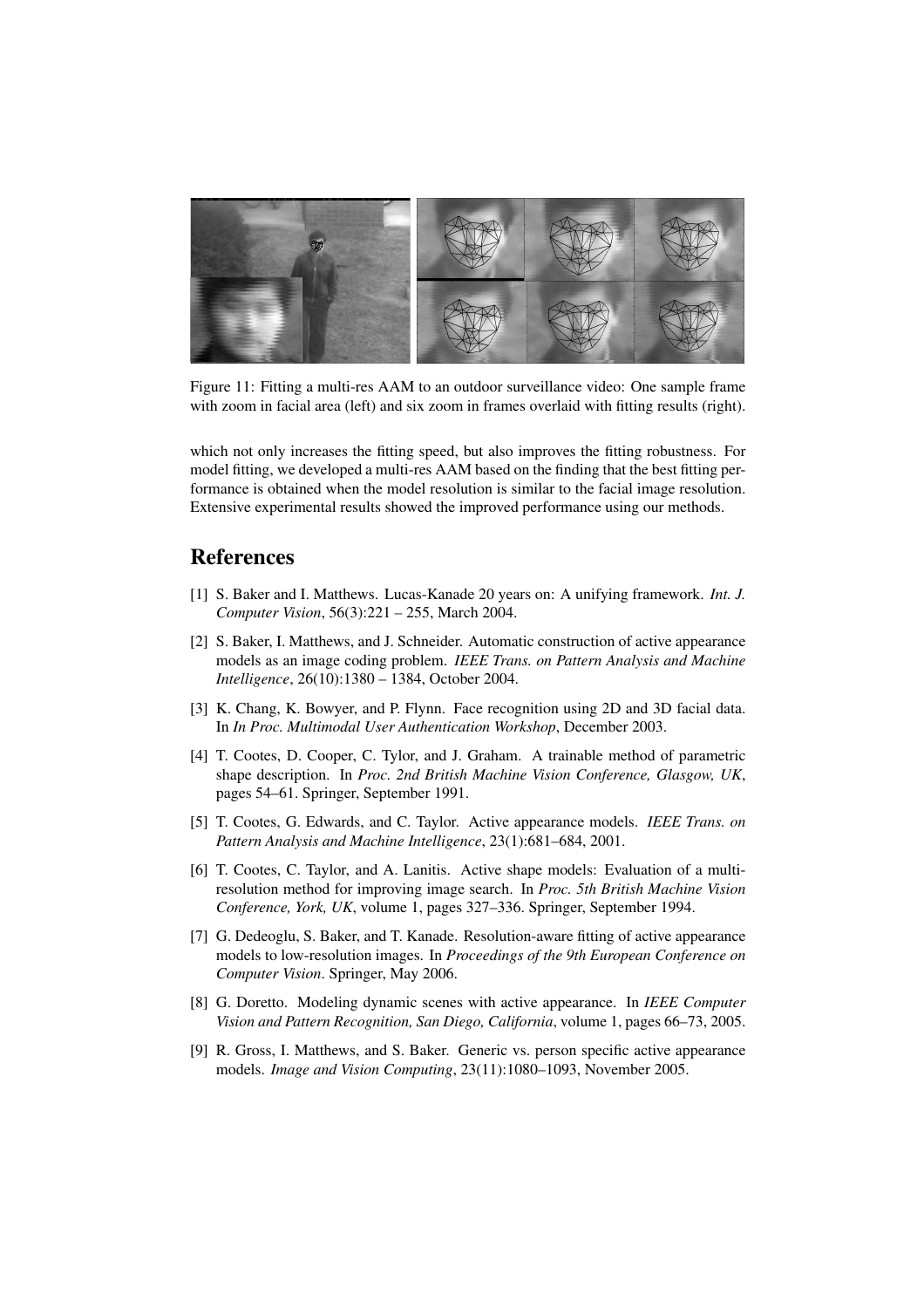Figure 11: Fitting a multi-res AAM to an outdoor surveillance video: One sample frame with zoom in facial area (left) and six zoom in frames overlaid with fitting results (right).

which not only increases the fitting speed, but also improves the fitting robustness. For model fitting, we developed a multi-res AAM based on the finding that the best fitting performance is obtained when the model resolution is similar to the facial image resolution. Extensive experimental results showed the improved performance using our methods.

## References

[1] S. Baker and I. Matthews. Lucas-Kanade 20 years on: A unifying framework. *Int. J. Computer Vision*, 56(3):221 – 255, March 2004.

[2] S. Baker, I. Matthews, and J. Schneider. Automatic construction of active appearance models as an image coding problem. *IEEE Trans. on Pattern Analysis and Machine Intelligence*, 26(10):1380 – 1384, October 2004.

[3] K. Chang, K. Bowyer, and P. Flynn. Face recognition using 2D and 3D facial data. In *In Proc. Multimodal User Authentication Workshop*, December 2003.

[4] T. Cootes, D. Cooper, C. Tylor, and J. Graham. A trainable method of parametric shape description. In *Proc. 2nd British Machine Vision Conference, Glasgow, UK*, pages 54–61. Springer, September 1991.

[5] T. Cootes, G. Edwards, and C. Taylor. Active appearance models. *IEEE Trans. on Pattern Analysis and Machine Intelligence*, 23(1):681–684, 2001.

[6] T. Cootes, C. Taylor, and A. Lanitis. Active shape models: Evaluation of a multi-resolution method for improving image search. In *Proc. 5th British Machine Vision Conference, York, UK*, volume 1, pages 327–336. Springer, September 1994.

[7] G. Dedeoglu, S. Baker, and T. Kanade. Resolution-aware fitting of active appearance models to low-resolution images. In *Proceedings of the 9th European Conference on Computer Vision*. Springer, May 2006.

[8] G. Doretto. Modeling dynamic scenes with active appearance. In *IEEE Computer Vision and Pattern Recognition, San Diego, California*, volume 1, pages 66–73, 2005.

[9] R. Gross, I. Matthews, and S. Baker. Generic vs. person specific active appearance models. *Image and Vision Computing*, 23(11):1080–1093, November 2005.